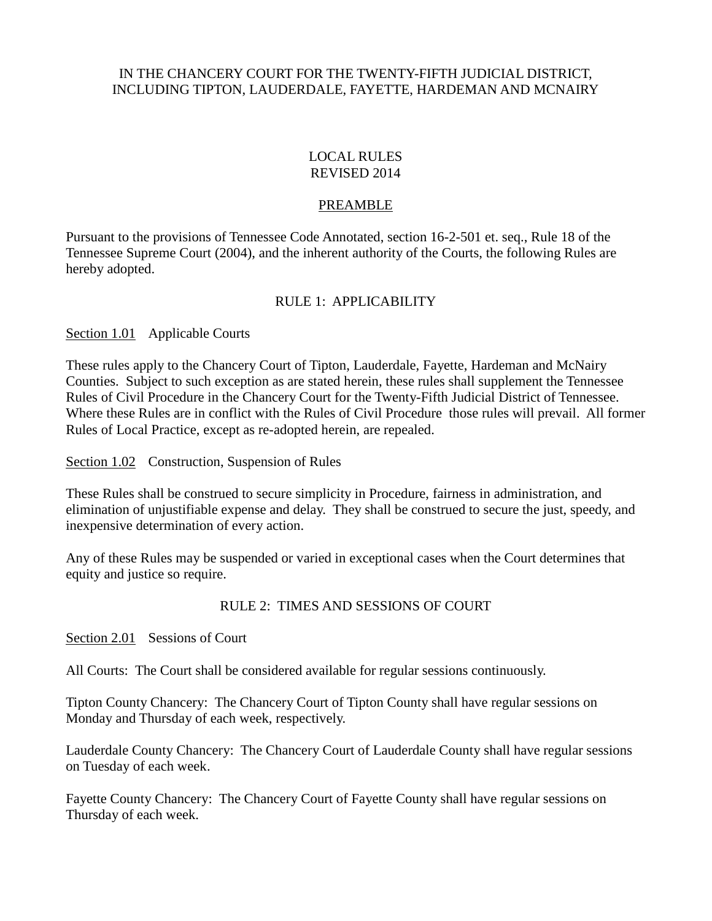IN THE CHANCERY COURT FOR THE TWENTY-FIFTH JUDICIAL DISTRICT, INCLUDING TIPTON, LAUDERDALE, FAYETTE, HARDEMAN AND MCNAIRY

# LOCAL RULES
# REVISED 2014

## PREAMBLE

Pursuant to the provisions of Tennessee Code Annotated, section 16-2-501 et. seq., Rule 18 of the Tennessee Supreme Court (2004), and the inherent authority of the Courts, the following Rules are hereby adopted.

## RULE 1: APPLICABILITY

Section 1.01 Applicable Courts

These rules apply to the Chancery Court of Tipton, Lauderdale, Fayette, Hardeman and McNairy Counties. Subject to such exception as are stated herein, these rules shall supplement the Tennessee Rules of Civil Procedure in the Chancery Court for the Twenty-Fifth Judicial District of Tennessee. Where these Rules are in conflict with the Rules of Civil Procedure those rules will prevail. All former Rules of Local Practice, except as re-adopted herein, are repealed.

Section 1.02 Construction, Suspension of Rules

These Rules shall be construed to secure simplicity in Procedure, fairness in administration, and elimination of unjustifiable expense and delay. They shall be construed to secure the just, speedy, and inexpensive determination of every action.

Any of these Rules may be suspended or varied in exceptional cases when the Court determines that equity and justice so require.

## RULE 2: TIMES AND SESSIONS OF COURT

Section 2.01 Sessions of Court

All Courts: The Court shall be considered available for regular sessions continuously.

Tipton County Chancery: The Chancery Court of Tipton County shall have regular sessions on Monday and Thursday of each week, respectively.

Lauderdale County Chancery: The Chancery Court of Lauderdale County shall have regular sessions on Tuesday of each week.

Fayette County Chancery: The Chancery Court of Fayette County shall have regular sessions on Thursday of each week.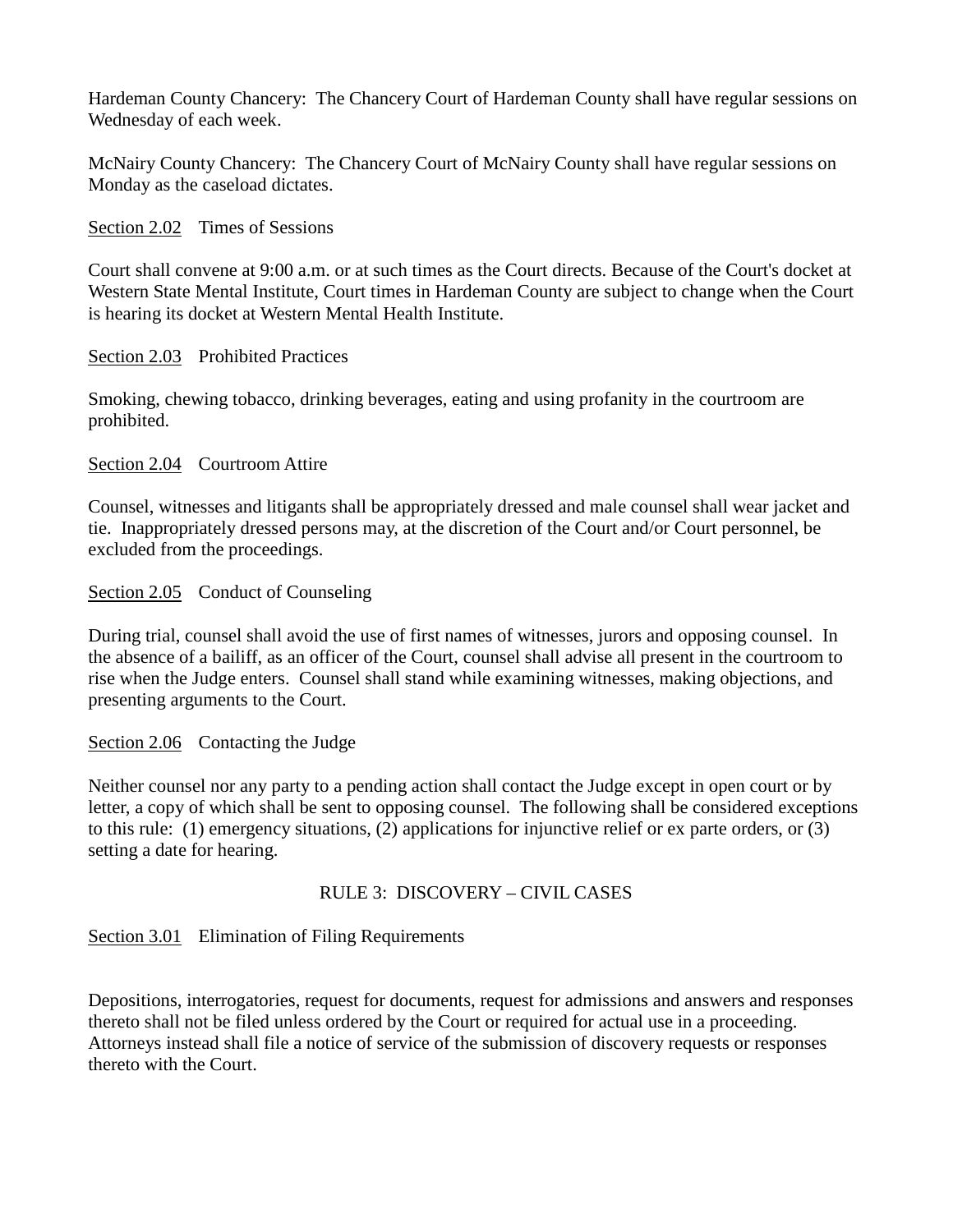Hardeman County Chancery: The Chancery Court of Hardeman County shall have regular sessions on Wednesday of each week.

McNairy County Chancery: The Chancery Court of McNairy County shall have regular sessions on Monday as the caseload dictates.

Section 2.02 Times of Sessions

Court shall convene at 9:00 a.m. or at such times as the Court directs. Because of the Court's docket at Western State Mental Institute, Court times in Hardeman County are subject to change when the Court is hearing its docket at Western Mental Health Institute.

Section 2.03 Prohibited Practices

Smoking, chewing tobacco, drinking beverages, eating and using profanity in the courtroom are prohibited.

Section 2.04 Courtroom Attire

Counsel, witnesses and litigants shall be appropriately dressed and male counsel shall wear jacket and tie. Inappropriately dressed persons may, at the discretion of the Court and/or Court personnel, be excluded from the proceedings.

Section 2.05 Conduct of Counseling

During trial, counsel shall avoid the use of first names of witnesses, jurors and opposing counsel. In the absence of a bailiff, as an officer of the Court, counsel shall advise all present in the courtroom to rise when the Judge enters. Counsel shall stand while examining witnesses, making objections, and presenting arguments to the Court.

Section 2.06 Contacting the Judge

Neither counsel nor any party to a pending action shall contact the Judge except in open court or by letter, a copy of which shall be sent to opposing counsel. The following shall be considered exceptions to this rule: (1) emergency situations, (2) applications for injunctive relief or ex parte orders, or (3) setting a date for hearing.

## RULE 3: DISCOVERY – CIVIL CASES

Section 3.01 Elimination of Filing Requirements

Depositions, interrogatories, request for documents, request for admissions and answers and responses thereto shall not be filed unless ordered by the Court or required for actual use in a proceeding. Attorneys instead shall file a notice of service of the submission of discovery requests or responses thereto with the Court.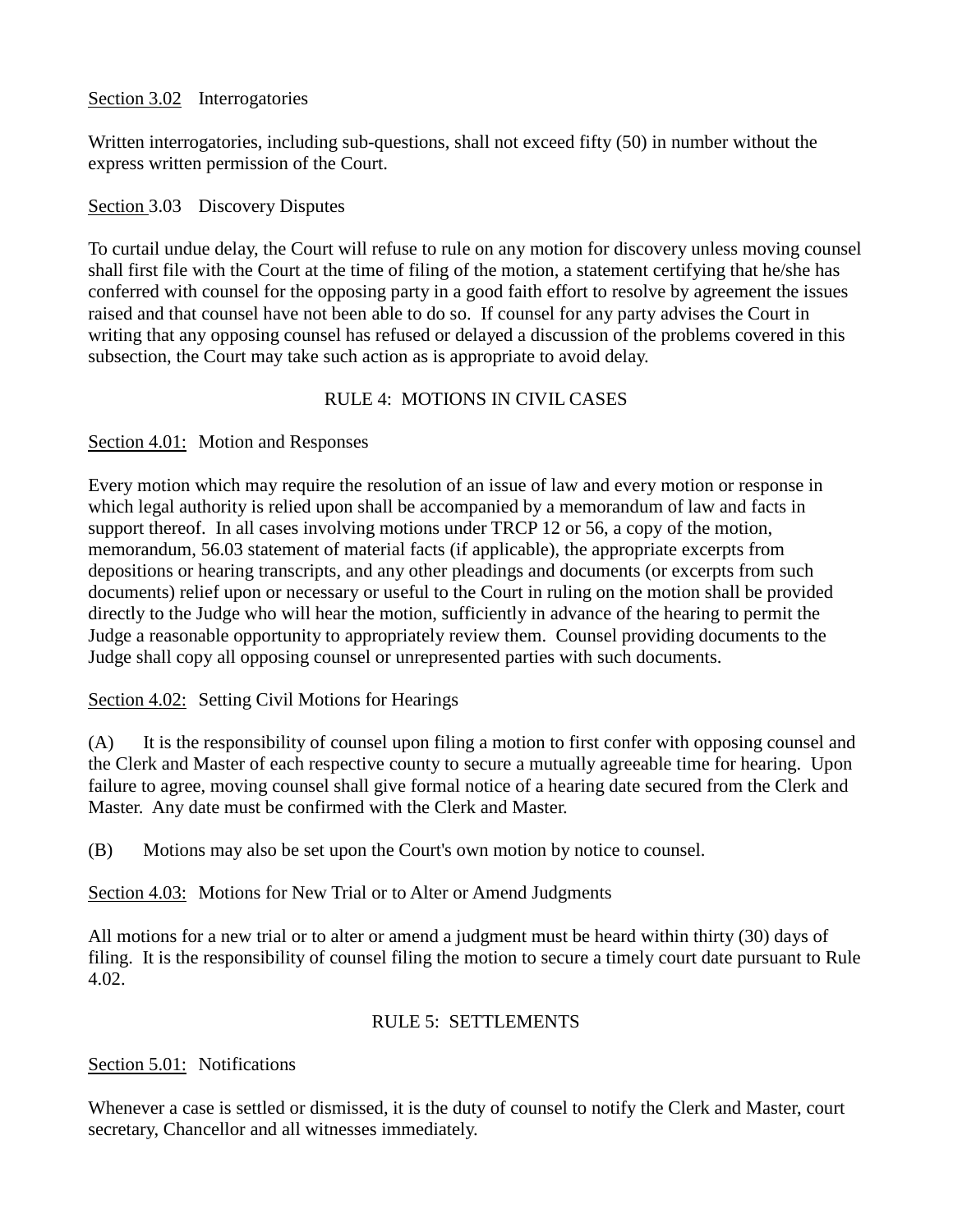Section 3.02 Interrogatories

Written interrogatories, including sub-questions, shall not exceed fifty (50) in number without the express written permission of the Court.

Section 3.03 Discovery Disputes

To curtail undue delay, the Court will refuse to rule on any motion for discovery unless moving counsel shall first file with the Court at the time of filing of the motion, a statement certifying that he/she has conferred with counsel for the opposing party in a good faith effort to resolve by agreement the issues raised and that counsel have not been able to do so. If counsel for any party advises the Court in writing that any opposing counsel has refused or delayed a discussion of the problems covered in this subsection, the Court may take such action as is appropriate to avoid delay.

## RULE 4: MOTIONS IN CIVIL CASES

Section 4.01: Motion and Responses

Every motion which may require the resolution of an issue of law and every motion or response in which legal authority is relied upon shall be accompanied by a memorandum of law and facts in support thereof. In all cases involving motions under TRCP 12 or 56, a copy of the motion, memorandum, 56.03 statement of material facts (if applicable), the appropriate excerpts from depositions or hearing transcripts, and any other pleadings and documents (or excerpts from such documents) relief upon or necessary or useful to the Court in ruling on the motion shall be provided directly to the Judge who will hear the motion, sufficiently in advance of the hearing to permit the Judge a reasonable opportunity to appropriately review them. Counsel providing documents to the Judge shall copy all opposing counsel or unrepresented parties with such documents.

Section 4.02: Setting Civil Motions for Hearings

(A) It is the responsibility of counsel upon filing a motion to first confer with opposing counsel and the Clerk and Master of each respective county to secure a mutually agreeable time for hearing. Upon failure to agree, moving counsel shall give formal notice of a hearing date secured from the Clerk and Master. Any date must be confirmed with the Clerk and Master.

(B) Motions may also be set upon the Court's own motion by notice to counsel.

Section 4.03: Motions for New Trial or to Alter or Amend Judgments

All motions for a new trial or to alter or amend a judgment must be heard within thirty (30) days of filing. It is the responsibility of counsel filing the motion to secure a timely court date pursuant to Rule 4.02.

## RULE 5: SETTLEMENTS

Section 5.01: Notifications

Whenever a case is settled or dismissed, it is the duty of counsel to notify the Clerk and Master, court secretary, Chancellor and all witnesses immediately.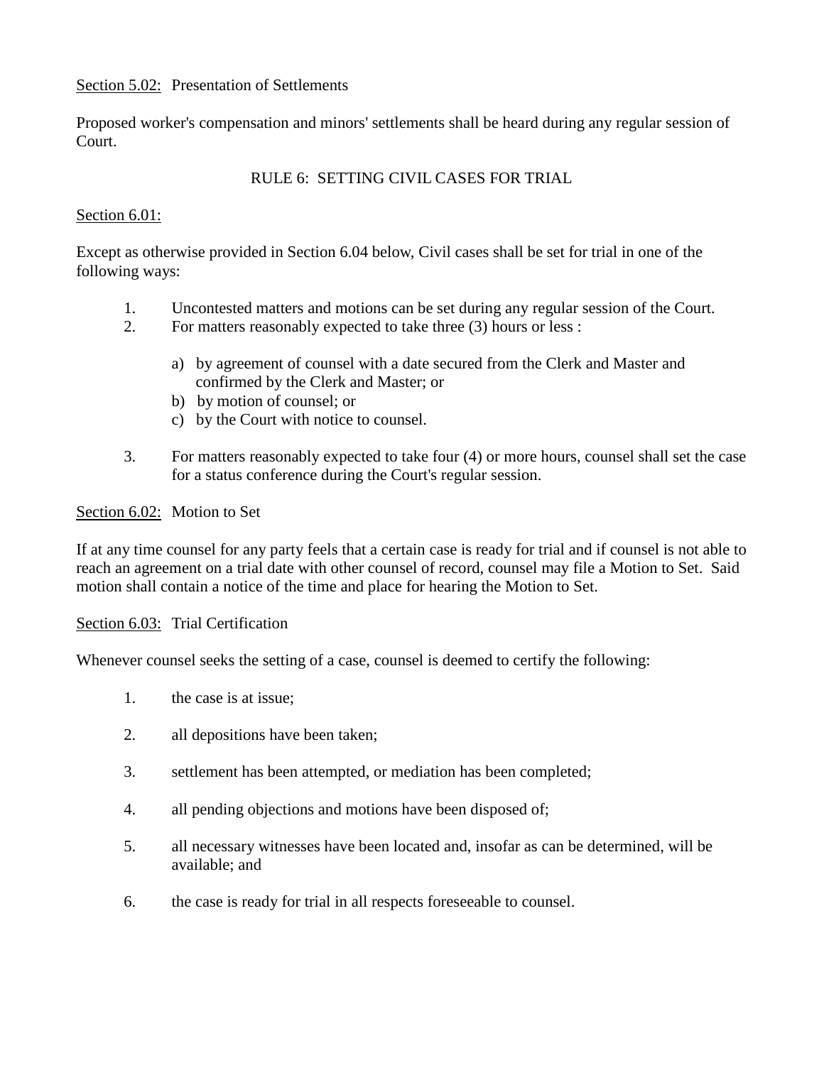Section 5.02: Presentation of Settlements

Proposed worker's compensation and minors' settlements shall be heard during any regular session of Court.

## RULE 6: SETTING CIVIL CASES FOR TRIAL

Section 6.01:

Except as otherwise provided in Section 6.04 below, Civil cases shall be set for trial in one of the following ways:

1. Uncontested matters and motions can be set during any regular session of the Court.
2. For matters reasonably expected to take three (3) hours or less :

   a) by agreement of counsel with a date secured from the Clerk and Master and confirmed by the Clerk and Master; or
   b) by motion of counsel; or
   c) by the Court with notice to counsel.

3. For matters reasonably expected to take four (4) or more hours, counsel shall set the case for a status conference during the Court's regular session.

Section 6.02: Motion to Set

If at any time counsel for any party feels that a certain case is ready for trial and if counsel is not able to reach an agreement on a trial date with other counsel of record, counsel may file a Motion to Set. Said motion shall contain a notice of the time and place for hearing the Motion to Set.

Section 6.03: Trial Certification

Whenever counsel seeks the setting of a case, counsel is deemed to certify the following:

1. the case is at issue;
2. all depositions have been taken;
3. settlement has been attempted, or mediation has been completed;
4. all pending objections and motions have been disposed of;
5. all necessary witnesses have been located and, insofar as can be determined, will be available; and
6. the case is ready for trial in all respects foreseeable to counsel.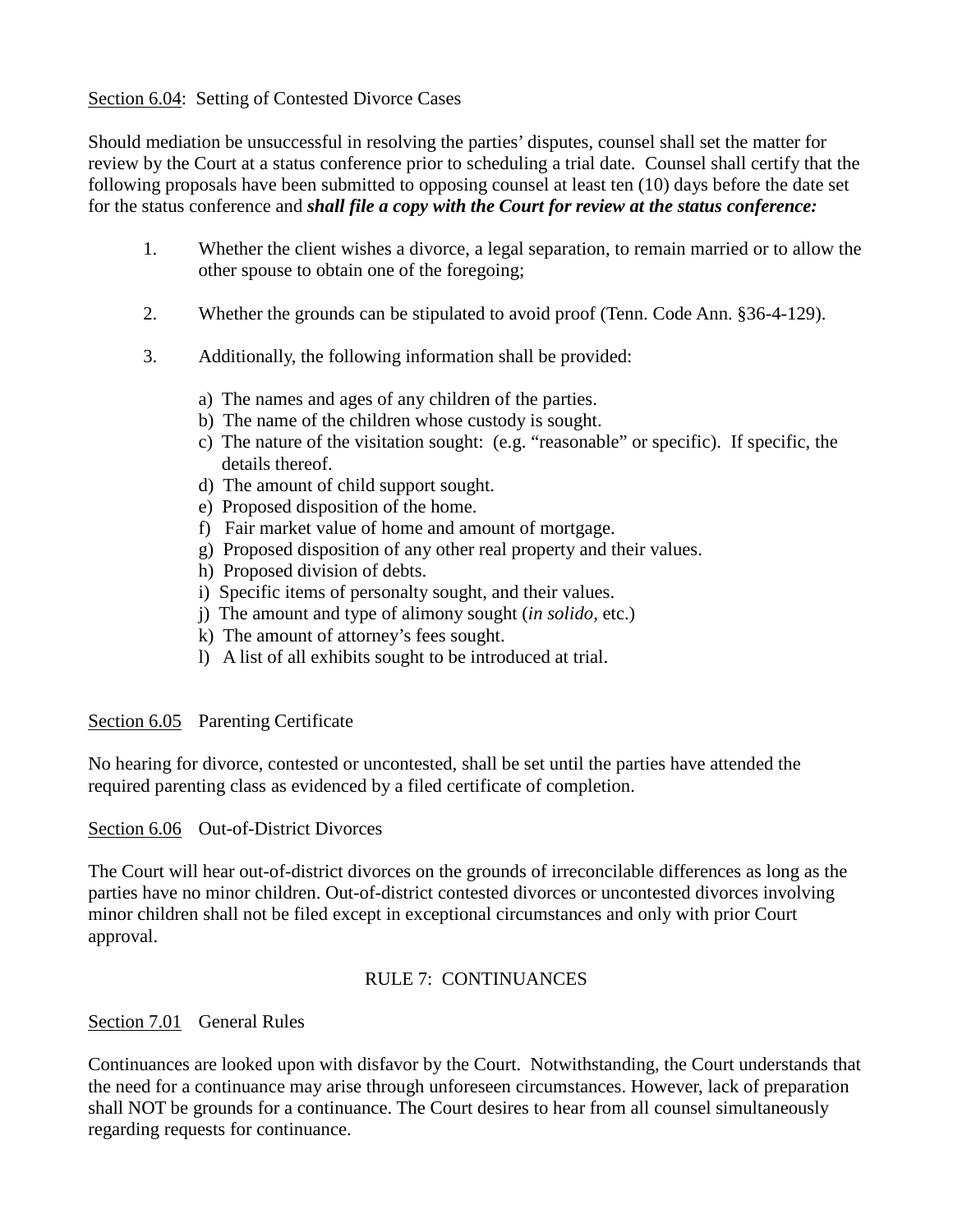<u>Section 6.04</u>: Setting of Contested Divorce Cases

Should mediation be unsuccessful in resolving the parties' disputes, counsel shall set the matter for review by the Court at a status conference prior to scheduling a trial date. Counsel shall certify that the following proposals have been submitted to opposing counsel at least ten (10) days before the date set for the status conference and ***shall file a copy with the Court for review at the status conference:***

1. Whether the client wishes a divorce, a legal separation, to remain married or to allow the other spouse to obtain one of the foregoing;

2. Whether the grounds can be stipulated to avoid proof (Tenn. Code Ann. §36-4-129).

3. Additionally, the following information shall be provided:

    a) The names and ages of any children of the parties.
    b) The name of the children whose custody is sought.
    c) The nature of the visitation sought: (e.g. "reasonable" or specific). If specific, the details thereof.
    d) The amount of child support sought.
    e) Proposed disposition of the home.
    f) Fair market value of home and amount of mortgage.
    g) Proposed disposition of any other real property and their values.
    h) Proposed division of debts.
    i) Specific items of personalty sought, and their values.
    j) The amount and type of alimony sought (*in solido*, etc.)
    k) The amount of attorney's fees sought.
    l) A list of all exhibits sought to be introduced at trial.

<u>Section 6.05</u> Parenting Certificate

No hearing for divorce, contested or uncontested, shall be set until the parties have attended the required parenting class as evidenced by a filed certificate of completion.

<u>Section 6.06</u> Out-of-District Divorces

The Court will hear out-of-district divorces on the grounds of irreconcilable differences as long as the parties have no minor children. Out-of-district contested divorces or uncontested divorces involving minor children shall not be filed except in exceptional circumstances and only with prior Court approval.

## RULE 7: CONTINUANCES

<u>Section 7.01</u> General Rules

Continuances are looked upon with disfavor by the Court. Notwithstanding, the Court understands that the need for a continuance may arise through unforeseen circumstances. However, lack of preparation shall NOT be grounds for a continuance. The Court desires to hear from all counsel simultaneously regarding requests for continuance.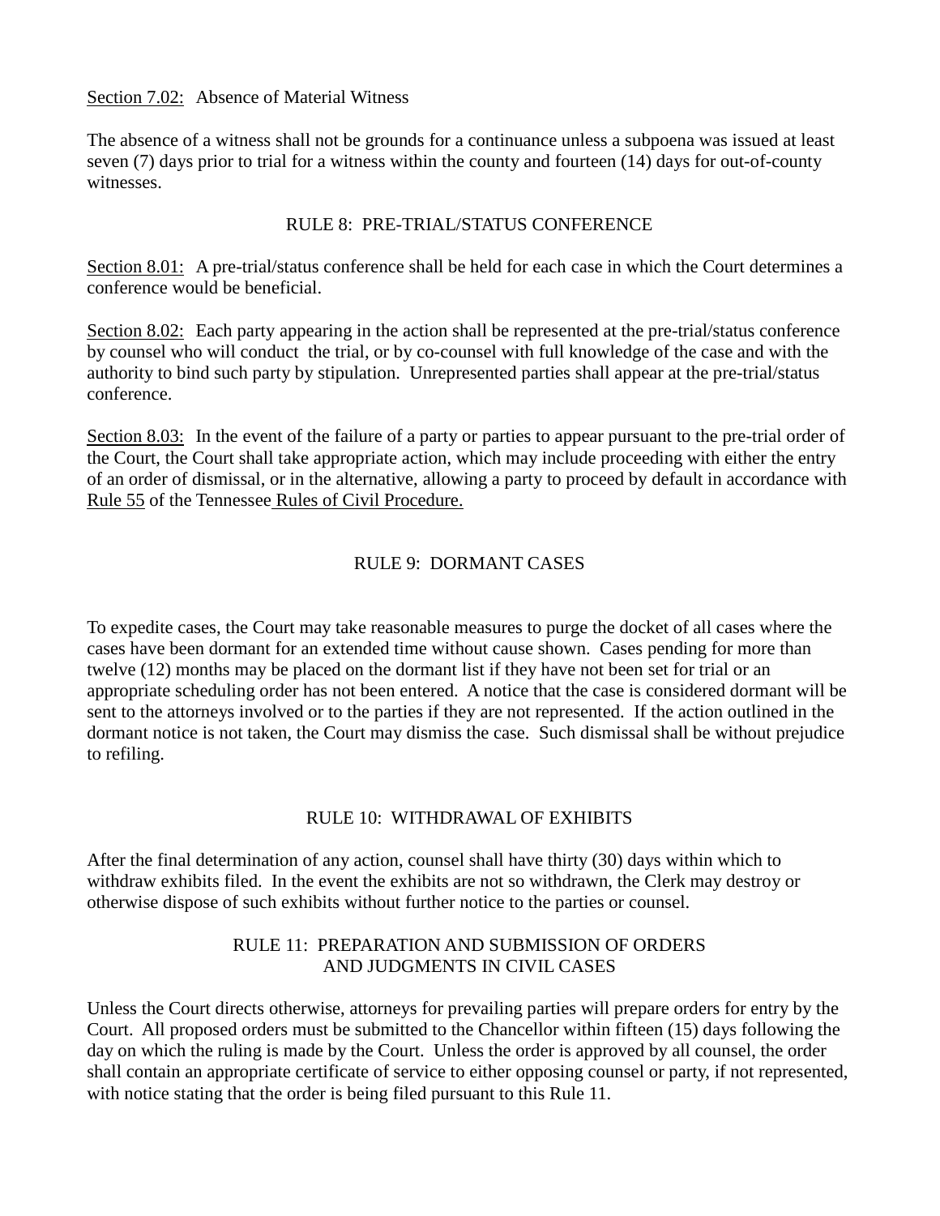Section 7.02: Absence of Material Witness

The absence of a witness shall not be grounds for a continuance unless a subpoena was issued at least seven (7) days prior to trial for a witness within the county and fourteen (14) days for out-of-county witnesses.

## RULE 8: PRE-TRIAL/STATUS CONFERENCE

Section 8.01: A pre-trial/status conference shall be held for each case in which the Court determines a conference would be beneficial.

Section 8.02: Each party appearing in the action shall be represented at the pre-trial/status conference by counsel who will conduct the trial, or by co-counsel with full knowledge of the case and with the authority to bind such party by stipulation. Unrepresented parties shall appear at the pre-trial/status conference.

Section 8.03: In the event of the failure of a party or parties to appear pursuant to the pre-trial order of the Court, the Court shall take appropriate action, which may include proceeding with either the entry of an order of dismissal, or in the alternative, allowing a party to proceed by default in accordance with Rule 55 of the Tennessee Rules of Civil Procedure.

## RULE 9: DORMANT CASES

To expedite cases, the Court may take reasonable measures to purge the docket of all cases where the cases have been dormant for an extended time without cause shown. Cases pending for more than twelve (12) months may be placed on the dormant list if they have not been set for trial or an appropriate scheduling order has not been entered. A notice that the case is considered dormant will be sent to the attorneys involved or to the parties if they are not represented. If the action outlined in the dormant notice is not taken, the Court may dismiss the case. Such dismissal shall be without prejudice to refiling.

## RULE 10: WITHDRAWAL OF EXHIBITS

After the final determination of any action, counsel shall have thirty (30) days within which to withdraw exhibits filed. In the event the exhibits are not so withdrawn, the Clerk may destroy or otherwise dispose of such exhibits without further notice to the parties or counsel.

## RULE 11: PREPARATION AND SUBMISSION OF ORDERS AND JUDGMENTS IN CIVIL CASES

Unless the Court directs otherwise, attorneys for prevailing parties will prepare orders for entry by the Court. All proposed orders must be submitted to the Chancellor within fifteen (15) days following the day on which the ruling is made by the Court. Unless the order is approved by all counsel, the order shall contain an appropriate certificate of service to either opposing counsel or party, if not represented, with notice stating that the order is being filed pursuant to this Rule 11.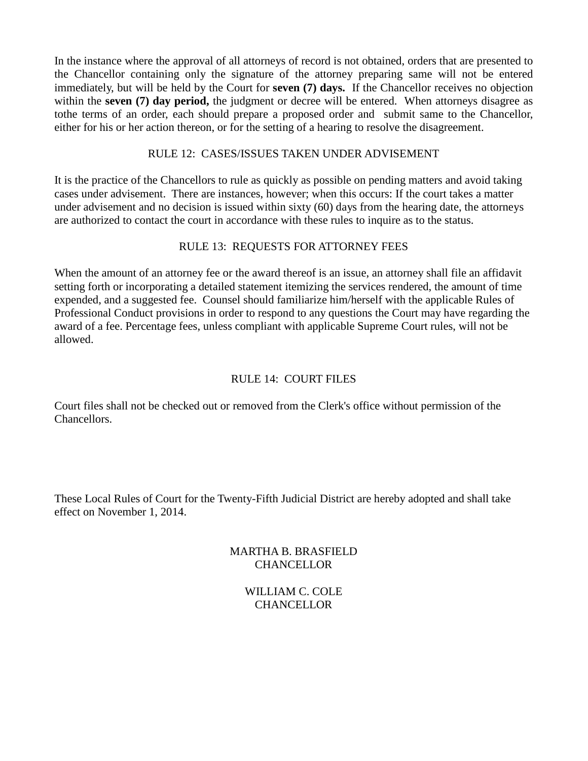In the instance where the approval of all attorneys of record is not obtained, orders that are presented to the Chancellor containing only the signature of the attorney preparing same will not be entered immediately, but will be held by the Court for **seven (7) days.** If the Chancellor receives no objection within the **seven (7) day period,** the judgment or decree will be entered. When attorneys disagree as tothe terms of an order, each should prepare a proposed order and submit same to the Chancellor, either for his or her action thereon, or for the setting of a hearing to resolve the disagreement.

## RULE 12: CASES/ISSUES TAKEN UNDER ADVISEMENT

It is the practice of the Chancellors to rule as quickly as possible on pending matters and avoid taking cases under advisement. There are instances, however; when this occurs: If the court takes a matter under advisement and no decision is issued within sixty (60) days from the hearing date, the attorneys are authorized to contact the court in accordance with these rules to inquire as to the status.

## RULE 13: REQUESTS FOR ATTORNEY FEES

When the amount of an attorney fee or the award thereof is an issue, an attorney shall file an affidavit setting forth or incorporating a detailed statement itemizing the services rendered, the amount of time expended, and a suggested fee. Counsel should familiarize him/herself with the applicable Rules of Professional Conduct provisions in order to respond to any questions the Court may have regarding the award of a fee. Percentage fees, unless compliant with applicable Supreme Court rules, will not be allowed.

## RULE 14: COURT FILES

Court files shall not be checked out or removed from the Clerk's office without permission of the Chancellors.

These Local Rules of Court for the Twenty-Fifth Judicial District are hereby adopted and shall take effect on November 1, 2014.

MARTHA B. BRASFIELD
CHANCELLOR

WILLIAM C. COLE
CHANCELLOR